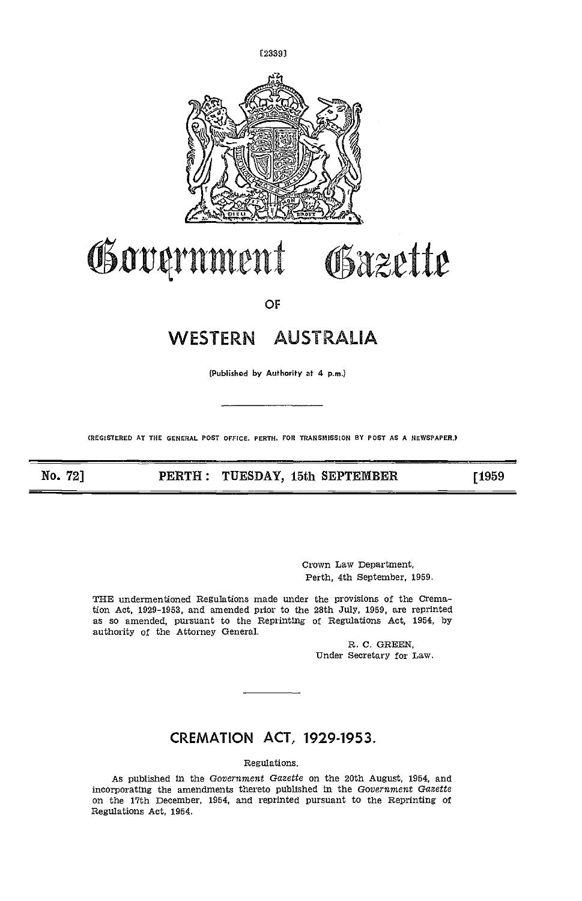# Government Gazette

OF

# WESTERN AUSTRALIA

(Published by Authority at 4 p.m.)

(REGISTERED AT THE GENERAL POST OFFICE, PERTH, FOR TRANSMISSION BY POST AS A NEWSPAPER.)

**No. 72] PERTH: TUESDAY, 15th SEPTEMBER [1959**

Crown Law Department,
Perth, 4th September, 1959.

THE undermentioned Regulations made under the provisions of the Cremation Act, 1929-1953, and amended prior to the 28th July, 1959, are reprinted as so amended, pursuant to the Reprinting of Regulations Act, 1954, by authority of the Attorney General.

R. C. GREEN,
Under Secretary for Law.

## CREMATION ACT, 1929-1953.

Regulations.

As published in the *Government Gazette* on the 20th August, 1954, and incorporating the amendments thereto published in the *Government Gazette* on the 17th December, 1954, and reprinted pursuant to the Reprinting of Regulations Act, 1954.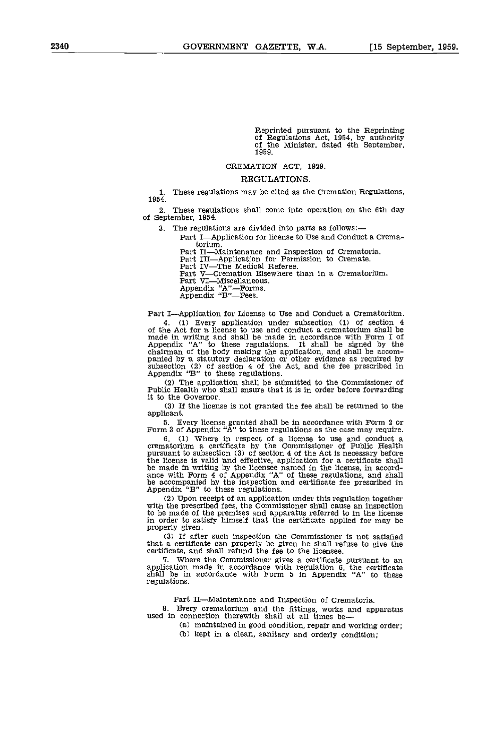Reprinted pursuant to the Reprinting of Regulations Act, 1954, by authority of the Minister, dated 4th September, 1959.

# CREMATION ACT, 1929.

## REGULATIONS.

1. These regulations may be cited as the Cremation Regulations, 1954.

2. These regulations shall come into operation on the 6th day of September, 1954.

3. The regulations are divided into parts as follows:—

   Part I—Application for license to Use and Conduct a Crematorium.
   Part II—Maintenance and Inspection of Crematoria.
   Part III—Application for Permission to Cremate.
   Part IV—The Medical Referee.
   Part V—Cremation Elsewhere than in a Crematorium.
   Part VI—Miscellaneous.
   Appendix "A"—Forms.
   Appendix "B"—Fees.

### Part I—Application for License to Use and Conduct a Crematorium.

4. (1) Every application under subsection (1) of section 4 of the Act for a license to use and conduct a crematorium shall be made in writing and shall be made in accordance with Form 1 of Appendix "A" to these regulations. It shall be signed by the chairman of the body making the application, and shall be accompanied by a statutory declaration or other evidence as required by subsection (2) of section 4 of the Act, and the fee prescribed in Appendix "B" to these regulations.

(2) The application shall be submitted to the Commissioner of Public Health who shall ensure that it is in order before forwarding it to the Governor.

(3) If the license is not granted the fee shall be returned to the applicant.

5. Every license granted shall be in accordance with Form 2 or Form 3 of Appendix "A" to these regulations as the case may require.

6. (1) Where in respect of a license to use and conduct a crematorium a certificate by the Commissioner of Public Health pursuant to subsection (3) of section 4 of the Act is necessary before the license is valid and effective, application for a certificate shall be made in writing by the licensee named in the license, in accordance with Form 4 of Appendix "A" of these regulations, and shall be accompanied by the inspection and certificate fee prescribed in Appendix "B" to these regulations.

(2) Upon receipt of an application under this regulation together with the prescribed fees, the Commissioner shall cause an inspection to be made of the premises and apparatus referred to in the license in order to satisfy himself that the certificate applied for may be properly given.

(3) If after such inspection the Commissioner is not satisfied that a certificate can properly be given he shall refuse to give the certificate, and shall refund the fee to the licensee.

7. Where the Commissioner gives a certificate pursuant to an application made in accordance with regulation 6, the certificate shall be in accordance with Form 5 in Appendix "A" to these regulations.

### Part II—Maintenance and Inspection of Crematoria.

8. Every crematorium and the fittings, works and apparatus used in connection therewith shall at all times be—

(a) maintained in good condition, repair and working order;
(b) kept in a clean, sanitary and orderly condition;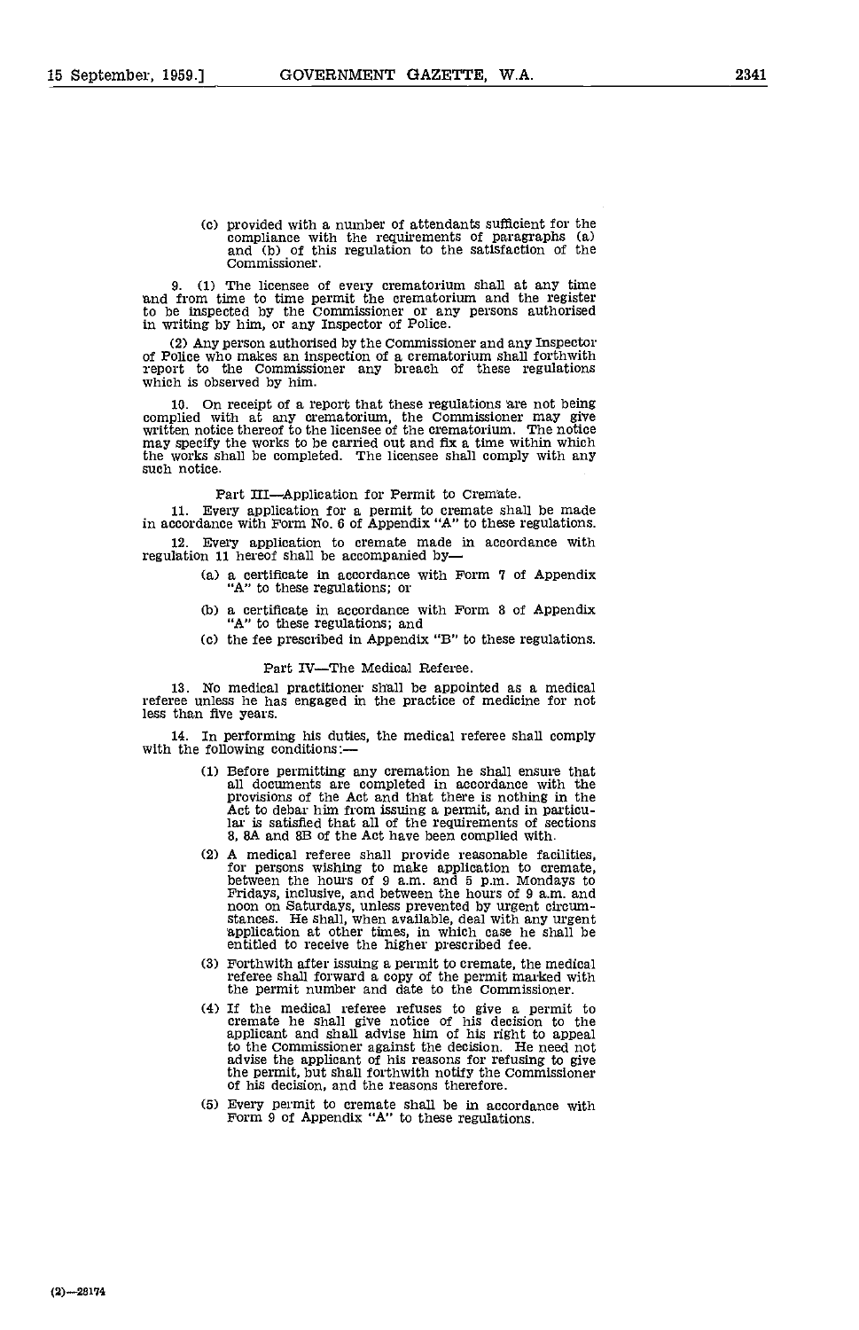(c) provided with a number of attendants sufficient for the compliance with the requirements of paragraphs (a) and (b) of this regulation to the satisfaction of the Commissioner.

9. (1) The licensee of every crematorium shall at any time and from time to time permit the crematorium and the register to be inspected by the Commissioner or any persons authorised in writing by him, or any Inspector of Police.

(2) Any person authorised by the Commissioner and any Inspector of Police who makes an inspection of a crematorium shall forthwith report to the Commissioner any breach of these regulations which is observed by him.

10. On receipt of a report that these regulations are not being complied with at any crematorium, the Commissioner may give written notice thereof to the licensee of the crematorium. The notice may specify the works to be carried out and fix a time within which the works shall be completed. The licensee shall comply with any such notice.

## Part III—Application for Permit to Cremate.

11. Every application for a permit to cremate shall be made in accordance with Form No. 6 of Appendix "A" to these regulations.

12. Every application to cremate made in accordance with regulation 11 hereof shall be accompanied by—

(a) a certificate in accordance with Form 7 of Appendix "A" to these regulations; or

(b) a certificate in accordance with Form 8 of Appendix "A" to these regulations; and

(c) the fee prescribed in Appendix "B" to these regulations.

## Part IV—The Medical Referee.

13. No medical practitioner shall be appointed as a medical referee unless he has engaged in the practice of medicine for not less than five years.

14. In performing his duties, the medical referee shall comply with the following conditions:—

(1) Before permitting any cremation he shall ensure that all documents are completed in accordance with the provisions of the Act and that there is nothing in the Act to debar him from issuing a permit, and in particular is satisfied that all of the requirements of sections 8, 8A and 8B of the Act have been complied with.

(2) A medical referee shall provide reasonable facilities, for persons wishing to make application to cremate, between the hours of 9 a.m. and 5 p.m. Mondays to Fridays, inclusive, and between the hours of 9 a.m. and noon on Saturdays, unless prevented by urgent circumstances. He shall, when available, deal with any urgent application at other times, in which case he shall be entitled to receive the higher prescribed fee.

(3) Forthwith after issuing a permit to cremate, the medical referee shall forward a copy of the permit marked with the permit number and date to the Commissioner.

(4) If the medical referee refuses to give a permit to cremate he shall give notice of his decision to the applicant and shall advise him of his right to appeal to the Commissioner against the decision. He need not advise the applicant of his reasons for refusing to give the permit, but shall forthwith notify the Commissioner of his decision, and the reasons therefore.

(5) Every permit to cremate shall be in accordance with Form 9 of Appendix "A" to these regulations.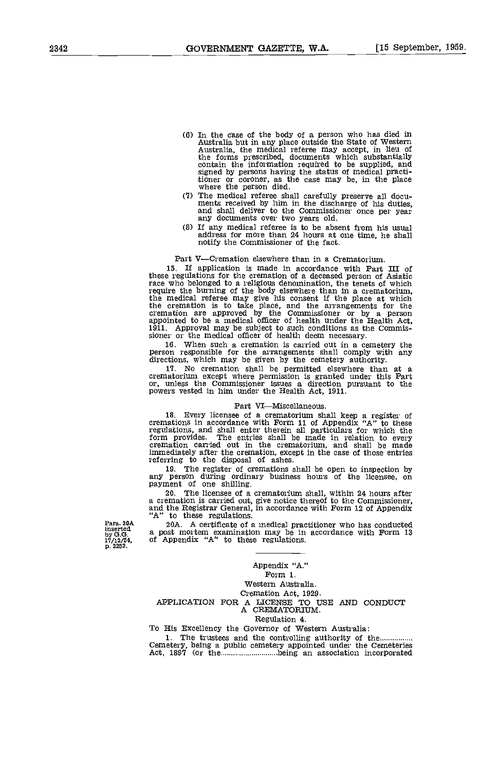(6) In the case of the body of a person who has died in Australia but in any place outside the State of Western Australia, the medical referee may accept, in lieu of the forms prescribed, documents which substantially contain the information required to be supplied, and signed by persons having the status of medical practitioner or coroner, as the case may be, in the place where the person died.

(7) The medical referee shall carefully preserve all documents received by him in the discharge of his duties, and shall deliver to the Commissioner once per year any documents over two years old.

(8) If any medical referee is to be absent from his usual address for more than 24 hours at one time, he shall notify the Commissioner of the fact.

## Part V—Cremation elsewhere than in a Crematorium.

15. If application is made in accordance with Part III of these regulations for the cremation of a deceased person of Asiatic race who belonged to a religious denomination, the tenets of which require the burning of the body elsewhere than in a crematorium, the medical referee may give his consent if the place at which the cremation is to take place, and the arrangements for the cremation are approved by the Commissioner or by a person appointed to be a medical officer of health under the Health Act, 1911. Approval may be subject to such conditions as the Commissioner or the medical officer of health deem necessary.

16. When such a cremation is carried out in a cemetery the person responsible for the arrangements shall comply with any directions, which may be given by the cemetery authority.

17. No cremation shall be permitted elsewhere than at a crematorium except where permission is granted under this Part or, unless the Commissioner issues a direction pursuant to the powers vested in him under the Health Act, 1911.

## Part VI—Miscellaneous.

18. Every licensee of a crematorium shall keep a register of cremations in accordance with Form 11 of Appendix "A" to these regulations, and shall enter therein all particulars for which the form provides. The entries shall be made in relation to every cremation carried out in the crematorium, and shall be made immediately after the cremation, except in the case of those entries referring to the disposal of ashes.

19. The register of cremations shall be open to inspection by any person during ordinary business hours of the licensee, on payment of one shilling.

20. The licensee of a crematorium shall, within 24 hours after a cremation is carried out, give notice thereof to the Commissioner, and the Registrar General, in accordance with Form 12 of Appendix "A" to these regulations.

Para. 20A inserted by G.G. 17/12/54, p. 2252.

20A. A certificate of a medical practitioner who has conducted a post mortem examination may be in accordance with Form 13 of Appendix "A" to these regulations.

---

Appendix "A."

Form 1.

Western Australia.

Cremation Act, 1929.

APPLICATION FOR A LICENSE TO USE AND CONDUCT A CREMATORIUM.

Regulation 4.

To His Excellency the Governor of Western Australia:

1. The trustees and the controlling authority of the................ Cemetery, being a public cemetery appointed under the Cemeteries Act, 1897 (or the............................being an association incorporated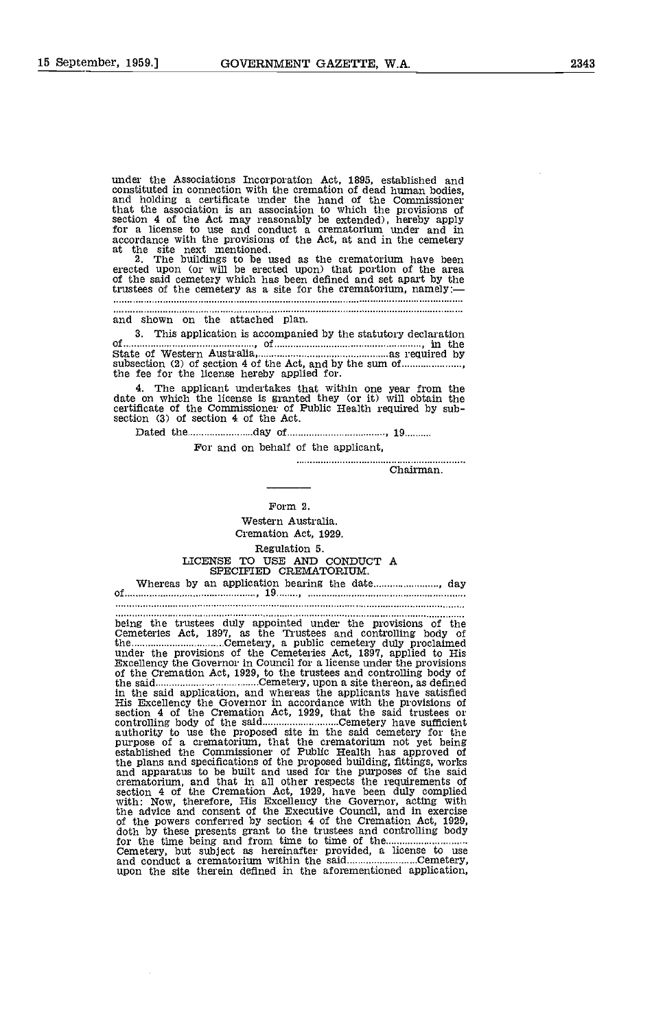under the Associations Incorporation Act, 1895, established and constituted in connection with the cremation of dead human bodies, and holding a certificate under the hand of the Commissioner that the association is an association to which the provisions of section 4 of the Act may reasonably be extended), hereby apply for a license to use and conduct a crematorium under and in accordance with the provisions of the Act, at and in the cemetery at the site next mentioned.

2. The buildings to be used as the crematorium have been erected upon (or will be erected upon) that portion of the area of the said cemetery which has been defined and set apart by the trustees of the cemetery as a site for the crematorium, namely:—

..............................................................................................................

..............................................................................................................

and shown on the attached plan.

3. This application is accompanied by the statutory declaration of.............................................., of........................................................, in the State of Western Australia,................................................as required by subsection (2) of section 4 of the Act, and by the sum of......................, the fee for the license hereby applied for.

4. The applicant undertakes that within one year from the date on which the license is granted they (or it) will obtain the certificate of the Commissioner of Public Health required by subsection (3) of section 4 of the Act.

Dated the........................day of...................................., 19..........

For and on behalf of the applicant,

..............................................................

Chairman.

---

Form 2.

Western Australia.

Cremation Act, 1929.

Regulation 5.

LICENSE TO USE AND CONDUCT A SPECIFIED CREMATORIUM.

Whereas by an application bearing the date........................, day of................................................, 19........, ...........................................................

..............................................................................................................

..............................................................................................................

being the trustees duly appointed under the provisions of the Cemeteries Act, 1897, as the Trustees and controlling body of the..................................Cemetery, a public cemetery duly proclaimed under the provisions of the Cemeteries Act, 1897, applied to His Excellency the Governor in Council for a license under the provisions of the Cremation Act, 1929, to the trustees and controlling body of the said....................................Cemetery, upon a site thereon, as defined in the said application, and whereas the applicants have satisfied His Excellency the Governor in accordance with the provisions of section 4 of the Cremation Act, 1929, that the said trustees or controlling body of the said...........................Cemetery have sufficient authority to use the proposed site in the said cemetery for the purpose of a crematorium, that the crematorium not yet being established the Commissioner of Public Health has approved of the plans and specifications of the proposed building, fittings, works and apparatus to be built and used for the purposes of the said crematorium, and that in all other respects the requirements of section 4 of the Cremation Act, 1929, have been duly complied with: Now, therefore, His Excellency the Governor, acting with the advice and consent of the Executive Council, and in exercise of the powers conferred by section 4 of the Cremation Act, 1929, doth by these presents grant to the trustees and controlling body for the time being and from time to time of the............................. Cemetery, but subject as hereinafter provided, a license to use and conduct a crematorium within the said..........................Cemetery, upon the site therein defined in the aforementioned application,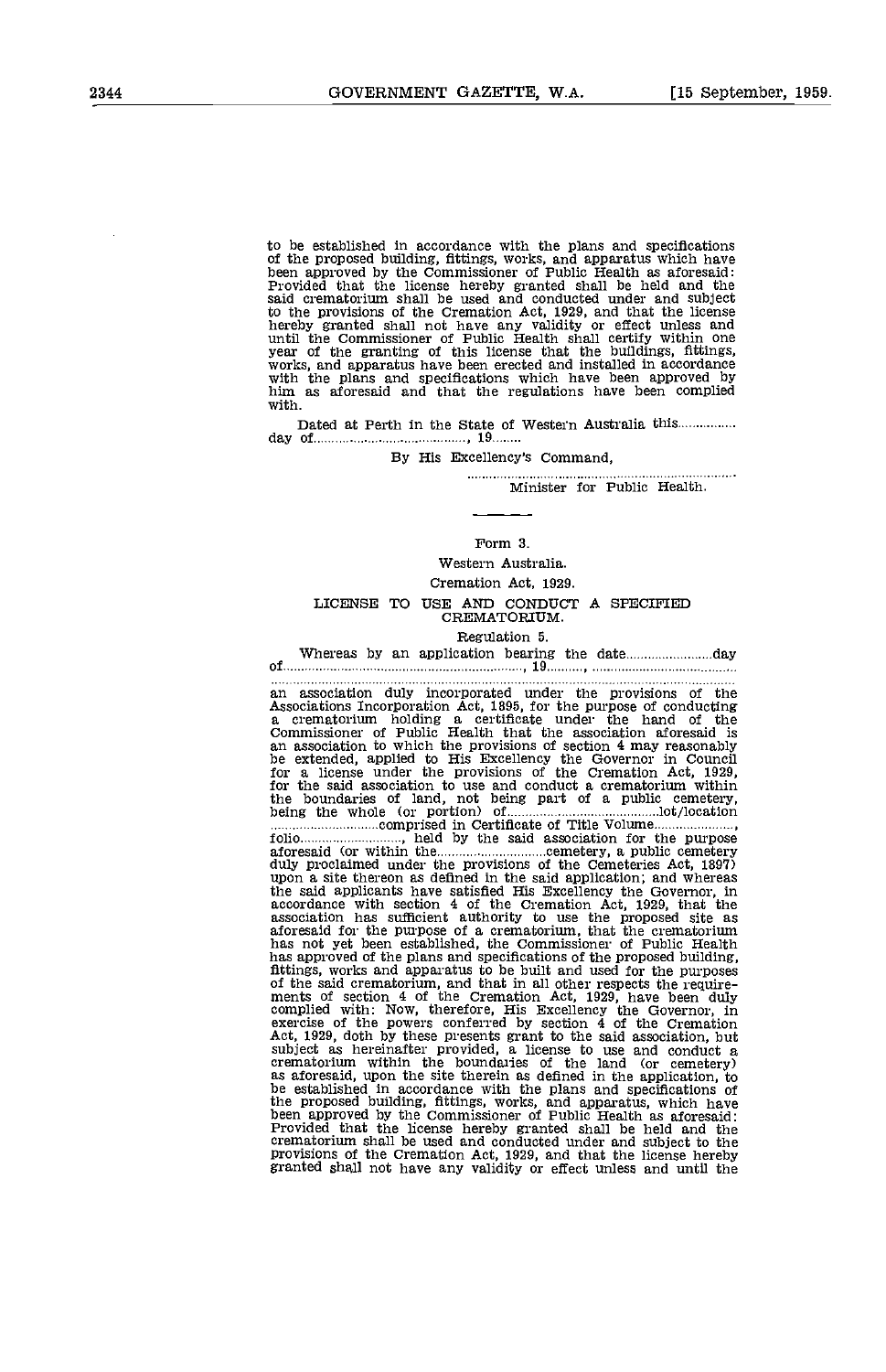to be established in accordance with the plans and specifications of the proposed building, fittings, works, and apparatus which have been approved by the Commissioner of Public Health as aforesaid: Provided that the license hereby granted shall be held and the said crematorium shall be used and conducted under and subject to the provisions of the Cremation Act, 1929, and that the license hereby granted shall not have any validity or effect unless and until the Commissioner of Public Health shall certify within one year of the granting of this license that the buildings, fittings, works, and apparatus have been erected and installed in accordance with the plans and specifications which have been approved by him as aforesaid and that the regulations have been complied with.

Dated at Perth in the State of Western Australia this............... day of.........................................., 19........

By His Excellency's Command,

.......................................................................
Minister for Public Health.

---

Form 3.

Western Australia.

Cremation Act, 1929.

## LICENSE TO USE AND CONDUCT A SPECIFIED CREMATORIUM.

Regulation 5.

Whereas by an application bearing the date.......................day of.................................................................., 19.........., ...........................................
.......................................................................................................
an association duly incorporated under the provisions of the Associations Incorporation Act, 1895, for the purpose of conducting a crematorium holding a certificate under the hand of the Commissioner of Public Health that the association aforesaid is an association to which the provisions of section 4 may reasonably be extended, applied to His Excellency the Governor in Council for a license under the provisions of the Cremation Act, 1929, for the said association to use and conduct a crematorium within the boundaries of land, not being part of a public cemetery, being the whole (or portion) of..........................................lot/location ..............................comprised in Certificate of Title Volume......................, folio.........................., held by the said association for the purpose aforesaid (or within the...............................cemetery, a public cemetery duly proclaimed under the provisions of the Cemeteries Act, 1897) upon a site thereon as defined in the said application; and whereas the said applicants have satisfied His Excellency the Governor, in accordance with section 4 of the Cremation Act, 1929, that the association has sufficient authority to use the proposed site as aforesaid for the purpose of a crematorium, that the crematorium has not yet been established, the Commissioner of Public Health has approved of the plans and specifications of the proposed building, fittings, works and apparatus to be built and used for the purposes of the said crematorium, and that in all other respects the requirements of section 4 of the Cremation Act, 1929, have been duly complied with: Now, therefore, His Excellency the Governor, in exercise of the powers conferred by section 4 of the Cremation Act, 1929, doth by these presents grant to the said association, but subject as hereinafter provided, a license to use and conduct a crematorium within the boundaries of the land (or cemetery) as aforesaid, upon the site therein as defined in the application, to be established in accordance with the plans and specifications of the proposed building, fittings, works, and apparatus, which have been approved by the Commissioner of Public Health as aforesaid: Provided that the license hereby granted shall be held and the crematorium shall be used and conducted under and subject to the provisions of the Cremation Act, 1929, and that the license hereby granted shall not have any validity or effect unless and until the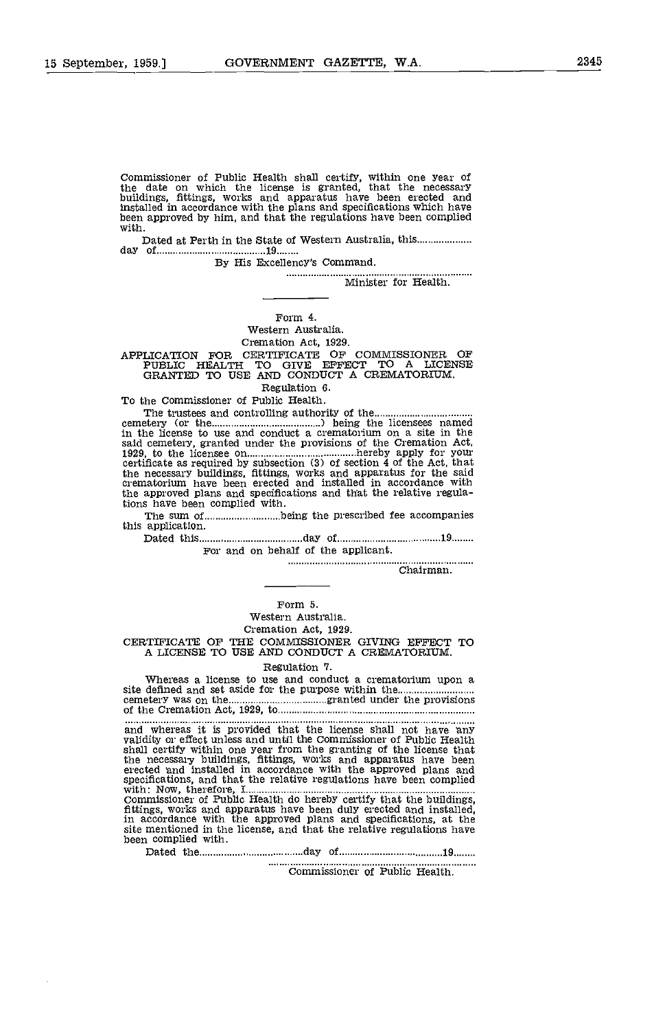Commissioner of Public Health shall certify, within one year of the date on which the license is granted, that the necessary buildings, fittings, works and apparatus have been erected and installed in accordance with the plans and specifications which have been approved by him, and that the regulations have been complied with.

Dated at Perth in the State of Western Australia, this.................... day of.......................................19........

By His Excellency's Command.

.....................................................................
Minister for Health.

---

Form 4.

Western Australia.

Cremation Act, 1929.

APPLICATION FOR CERTIFICATE OF COMMISSIONER OF PUBLIC HEALTH TO GIVE EFFECT TO A LICENSE GRANTED TO USE AND CONDUCT A CREMATORIUM.

Regulation 6.

To the Commissioner of Public Health.

The trustees and controlling authority of the.................................... cemetery (or the.......................................) being the licensees named in the license to use and conduct a crematorium on a site in the said cemetery, granted under the provisions of the Cremation Act, 1929, to the licensee on.........................................hereby apply for your certificate as required by subsection (3) of section 4 of the Act, that the necessary buildings, fittings, works and apparatus for the said crematorium have been erected and installed in accordance with the approved plans and specifications and that the relative regulations have been complied with.

The sum of............................being the prescribed fee accompanies this application.

Dated this......................................day of.......................................19........

For and on behalf of the applicant.

.....................................................................
Chairman.

---

Form 5.

Western Australia.

Cremation Act, 1929.

CERTIFICATE OF THE COMMISSIONER GIVING EFFECT TO A LICENSE TO USE AND CONDUCT A CREMATORIUM.

Regulation 7.

Whereas a license to use and conduct a crematorium upon a site defined and set aside for the purpose within the........................... cemetery was on the....................................granted under the provisions of the Cremation Act, 1929, to..........................................................................
................................................................................................................
and whereas it is provided that the license shall not have any validity or effect unless and until the Commissioner of Public Health shall certify within one year from the granting of the license that the necessary buildings, fittings, works and apparatus have been erected and installed in accordance with the approved plans and specifications, and that the relative regulations have been complied with: Now, therefore, I.................................................................................... Commissioner of Public Health do hereby certify that the buildings, fittings, works and apparatus have been duly erected and installed, in accordance with the approved plans and specifications, at the site mentioned in the license, and that the relative regulations have been complied with.

Dated the......................................day of.......................................19........

.....................................................................
Commissioner of Public Health.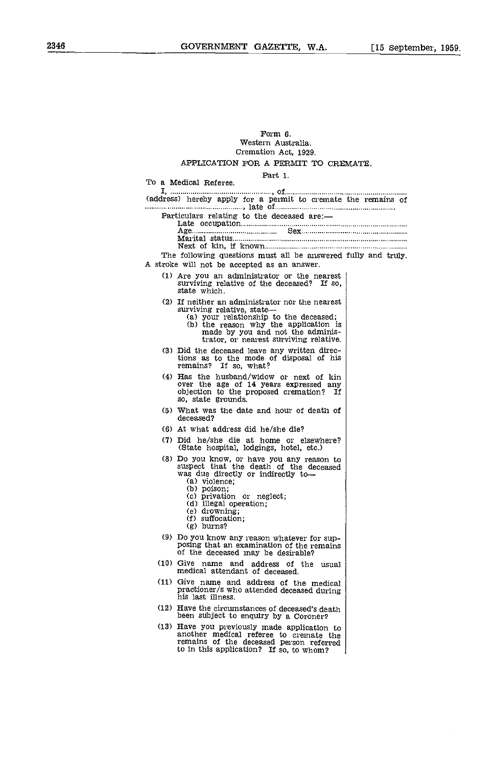Form 6.

Western Australia.

Cremation Act, 1929.

## APPLICATION FOR A PERMIT TO CREMATE.

Part 1.

To a Medical Referee.

I, ..............................................., of..................................................................... (address) hereby apply for a permit to cremate the remains of ..............................................., late of...........................................................

Particulars relating to the deceased are:—

Late occupation..........................................................................................

Age.......................................... Sex..........................................................

Marital status..............................................................................................

Next of kin, if known...................................................................................

The following questions must all be answered fully and truly. A stroke will not be accepted as an answer.

(1) Are you an administrator or the nearest surviving relative of the deceased? If so, state which.

(2) If neither an administrator nor the nearest surviving relative, state—
 (a) your relationship to the deceased;
 (b) the reason why the application is made by you and not the administrator, or nearest surviving relative.

(3) Did the deceased leave any written directions as to the mode of disposal of his remains? If so, what?

(4) Has the husband/widow or next of kin over the age of 14 years expressed any objection to the proposed cremation? If so, state grounds.

(5) What was the date and hour of death of deceased?

(6) At what address did he/she die?

(7) Did he/she die at home or elsewhere? (State hospital, lodgings, hotel, etc.)

(8) Do you know, or have you any reason to suspect that the death of the deceased was due directly or indirectly to—
 (a) violence;
 (b) poison;
 (c) privation or neglect;
 (d) illegal operation;
 (e) drowning;
 (f) suffocation;
 (g) burns?

(9) Do you know any reason whatever for supposing that an examination of the remains of the deceased may be desirable?

(10) Give name and address of the usual medical attendant of deceased.

(11) Give name and address of the medical practitioner/s who attended deceased during his last illness.

(12) Have the circumstances of deceased's death been subject to enquiry by a Coroner?

(13) Have you previously made application to another medical referee to cremate the remains of the deceased person referred to in this application? If so, to whom?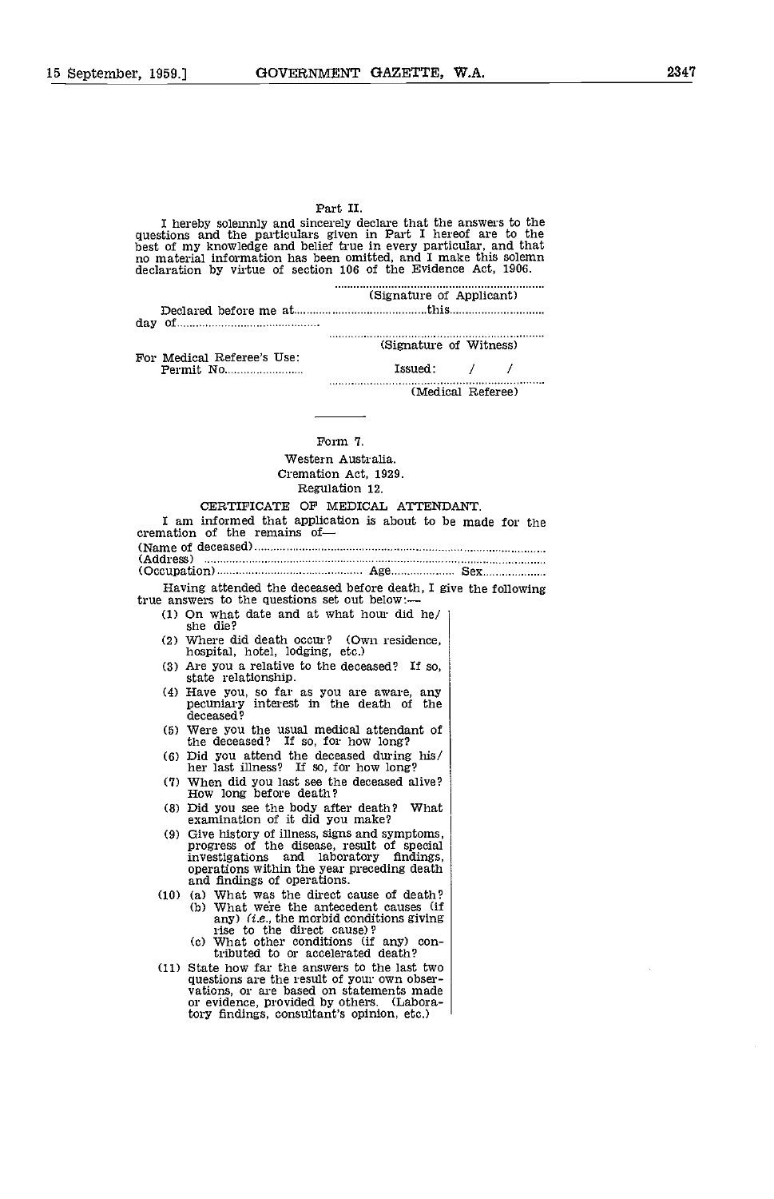Part II.

I hereby solemnly and sincerely declare that the answers to the questions and the particulars given in Part I hereof are to the best of my knowledge and belief true in every particular, and that no material information has been omitted, and I make this solemn declaration by virtue of section 106 of the Evidence Act, 1906.

..................................................................
(Signature of Applicant)

Declared before me at..........................................this.............................. day of............................................

..................................................................
(Signature of Witness)

For Medical Referee's Use:
Permit No.........................    Issued:  /  /

..................................................................
(Medical Referee)

---

Form 7.

Western Australia.

Cremation Act, 1929.

Regulation 12.

CERTIFICATE OF MEDICAL ATTENDANT.

I am informed that application is about to be made for the cremation of the remains of—

(Name of deceased).........................................................................................................
(Address) .......................................................................................................................
(Occupation)............................................ Age.................... Sex...................

Having attended the deceased before death, I give the following true answers to the questions set out below:—

(1) On what date and at what hour did he/she die?

(2) Where did death occur? (Own residence, hospital, hotel, lodging, etc.)

(3) Are you a relative to the deceased? If so, state relationship.

(4) Have you, so far as you are aware, any pecuniary interest in the death of the deceased?

(5) Were you the usual medical attendant of the deceased? If so, for how long?

(6) Did you attend the deceased during his/her last illness? If so, for how long?

(7) When did you last see the deceased alive? How long before death?

(8) Did you see the body after death? What examination of it did you make?

(9) Give history of illness, signs and symptoms, progress of the disease, result of special investigations and laboratory findings, operations within the year preceding death and findings of operations.

(10) (a) What was the direct cause of death?
  (b) What were the antecedent causes (if any) (*i.e.*, the morbid conditions giving rise to the direct cause)?
  (c) What other conditions (if any) contributed to or accelerated death?

(11) State how far the answers to the last two questions are the result of your own observations, or are based on statements made or evidence, provided by others. (Laboratory findings, consultant's opinion, etc.)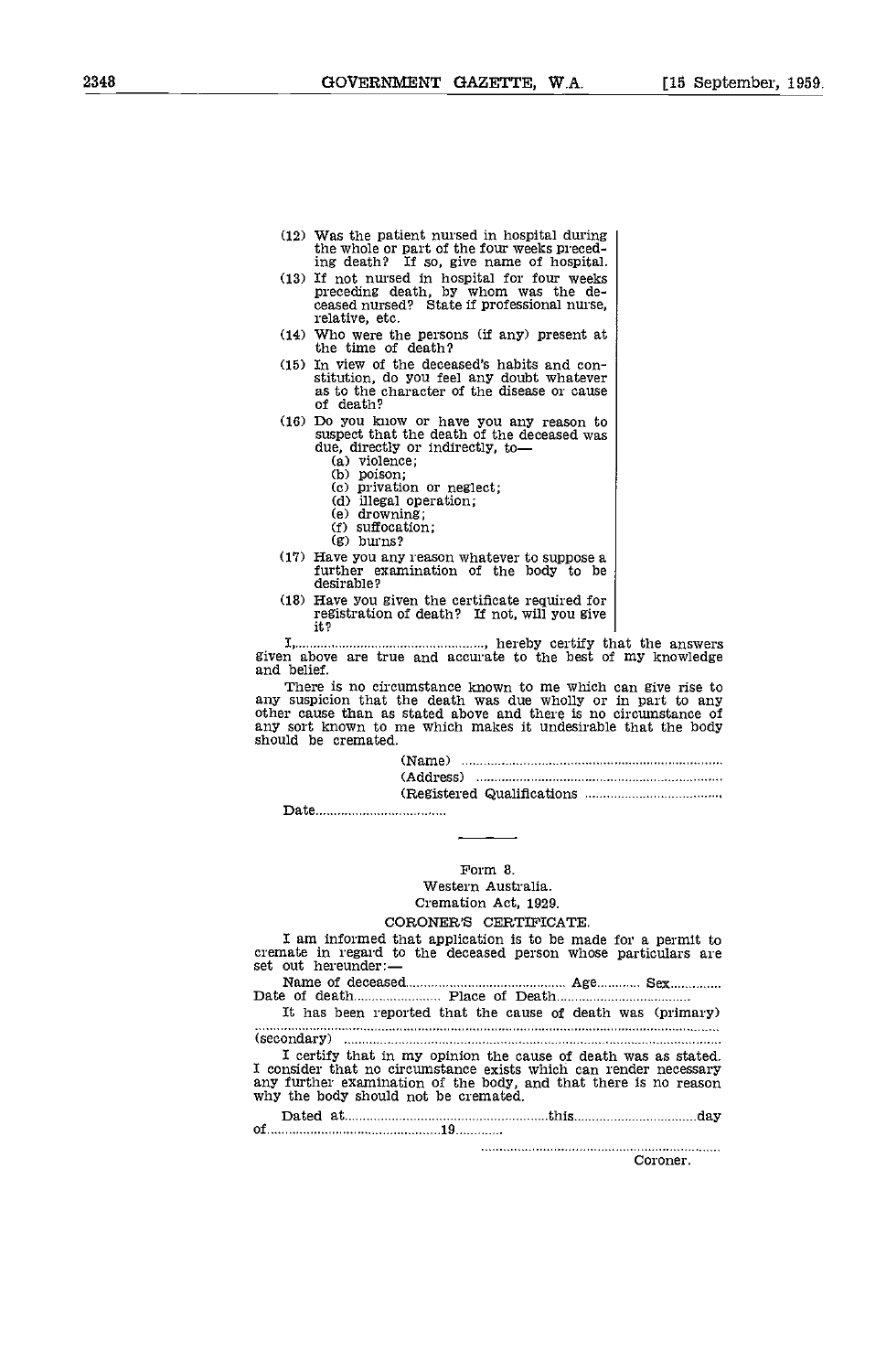(12) Was the patient nursed in hospital during the whole or part of the four weeks preceding death? If so, give name of hospital.

(13) If not nursed in hospital for four weeks preceding death, by whom was the deceased nursed? State if professional nurse, relative, etc.

(14) Who were the persons (if any) present at the time of death?

(15) In view of the deceased's habits and constitution, do you feel any doubt whatever as to the character of the disease or cause of death?

(16) Do you know or have you any reason to suspect that the death of the deceased was due, directly or indirectly, to—
- (a) violence;
- (b) poison;
- (c) privation or neglect;
- (d) illegal operation;
- (e) drowning;
- (f) suffocation;
- (g) burns?

(17) Have you any reason whatever to suppose a further examination of the body to be desirable?

(18) Have you given the certificate required for registration of death? If not, will you give it?

I,................................................., hereby certify that the answers given above are true and accurate to the best of my knowledge and belief.

There is no circumstance known to me which can give rise to any suspicion that the death was due wholly or in part to any other cause than as stated above and there is no circumstance of any sort known to me which makes it undesirable that the body should be cremated.

(Name) ..........................................................................

(Address) ....................................................................

(Registered Qualifications .....................................

Date.....................................

---

Form 8.

Western Australia.

Cremation Act, 1929.

## CORONER'S CERTIFICATE.

I am informed that application is to be made for a permit to cremate in regard to the deceased person whose particulars are set out hereunder:—

Name of deceased............................................ Age............ Sex..............

Date of death........................ Place of Death....................................

It has been reported that the cause of death was (primary) ...............................................................................................................

(secondary) ..................................................................................................

I certify that in my opinion the cause of death was as stated. I consider that no circumstance exists which can render necessary any further examination of the body, and that there is no reason why the body should not be cremated.

Dated at........................................................this..................................day of..............................................19............

..................................................................

Coroner.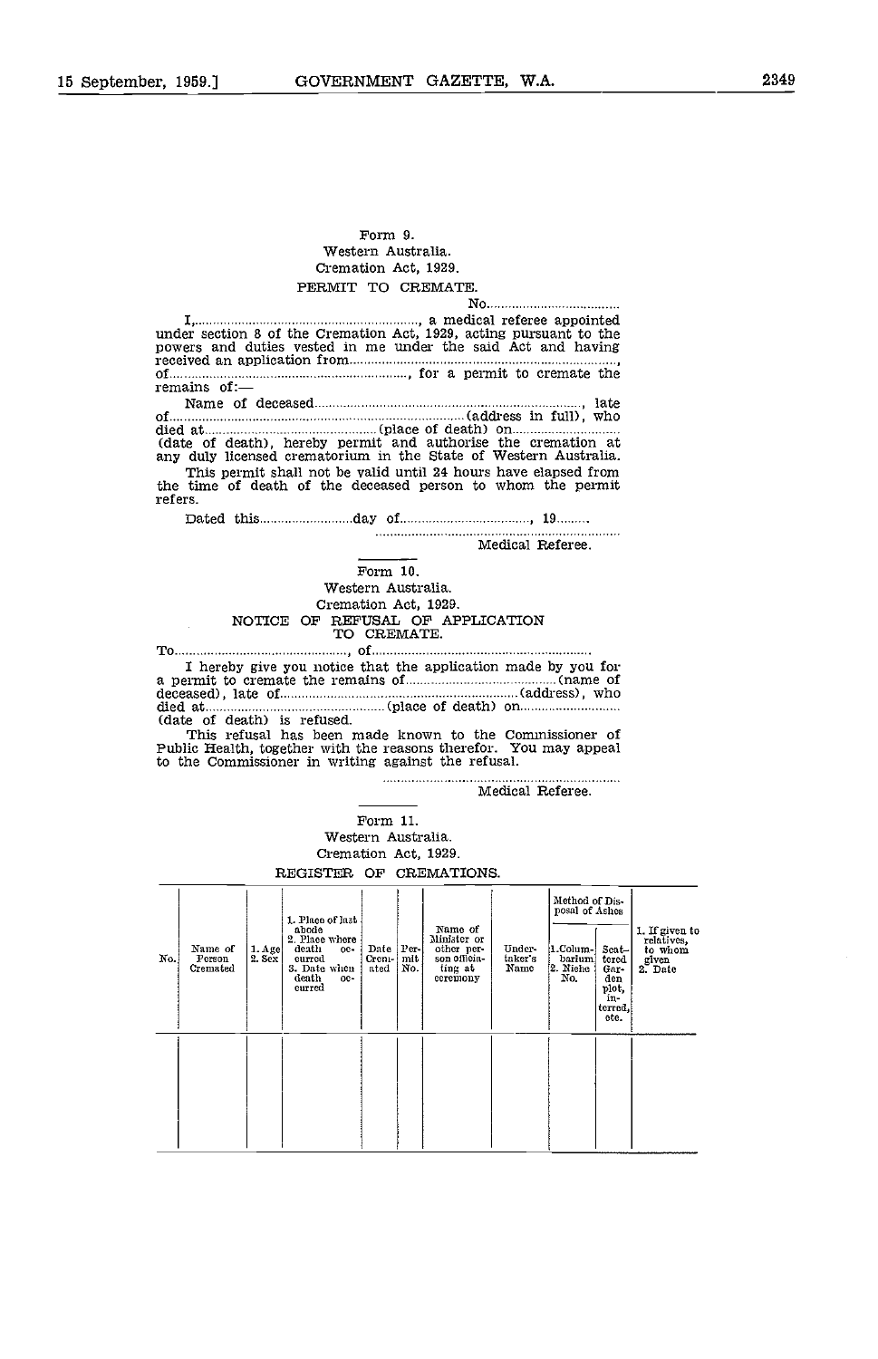Form 9.

Western Australia.

Cremation Act, 1929.

PERMIT TO CREMATE.

No.....................................

I,............................................................., a medical referee appointed under section 8 of the Cremation Act, 1929, acting pursuant to the powers and duties vested in me under the said Act and having received an application from..........................................................................., of................................................................., for a permit to cremate the remains of:—

Name of deceased.........................................................................., late of...............................................................................(address in full), who died at...............................................(place of death) on............................... (date of death), hereby permit and authorise the cremation at any duly licensed crematorium in the State of Western Australia.

This permit shall not be valid until 24 hours have elapsed from the time of death of the deceased person to whom the permit refers.

Dated this..........................day of...................................., 19.........

..................................................................

Medical Referee.

---

Form 10.

Western Australia.

Cremation Act, 1929.

NOTICE OF REFUSAL OF APPLICATION TO CREMATE.

To..............................................., of............................................................

I hereby give you notice that the application made by you for a permit to cremate the remains of.........................................(name of deceased), late of..................................................................(address), who died at................................................(place of death) on........................... (date of death) is refused.

This refusal has been made known to the Commissioner of Public Health, together with the reasons therefor. You may appeal to the Commissioner in writing against the refusal.

..................................................................

Medical Referee.

---

Form 11.

Western Australia.

Cremation Act, 1929.

REGISTER OF CREMATIONS.

| No. | Name of Person Cremated | 1. Age 2. Sex | 1. Place of last abode 2. Place where death occurred 3. Date when death occurred | Date Cremated | Permit No. | Name of Minister or other person officiating at ceremony | Undertaker's Name | Method of Disposal of Ashes: 1. Columbarium 2. Niche No. | Method of Disposal of Ashes: Scattered Garden plot, interred, etc. | 1. If given to relatives, to whom given 2. Date |
|---|---|---|---|---|---|---|---|---|---|---|
| | | | | | | | | | | |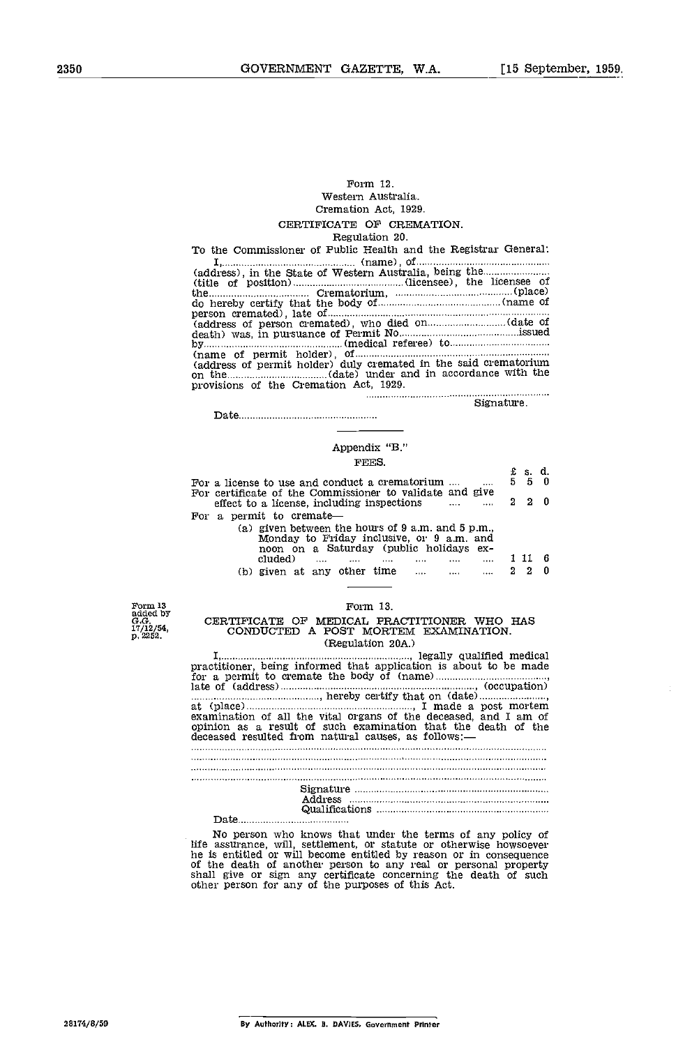Form 12.

Western Australia.

Cremation Act, 1929.

## CERTIFICATE OF CREMATION.

Regulation 20.

To the Commissioner of Public Health and the Registrar General:

I,................................................ (name), of................................................ (address), in the State of Western Australia, being the........................ (title of position)........................................ (licensee), the licensee of the.................................... Crematorium, .......................................... (place) do hereby certify that the body of............................................ (name of person cremated), late of................................................................................ (address of person cremated), who died on............................ (date of death) was, in pursuance of Permit No........................................... issued by.................................................. (medical referee) to................................... (name of permit holder), of..................................................................... (address of permit holder) duly cremated in the said crematorium on the.................................. (date) under and in accordance with the provisions of the Cremation Act, 1929.

..................................................................

Signature.

Date..................................................

---

Appendix "B."

FEES.

| | £ | s. | d. |
|---|---|---|---|
| For a license to use and conduct a crematorium .... .... | 5 | 5 | 0 |
| For certificate of the Commissioner to validate and give effect to a license, including inspections .... .... | 2 | 2 | 0 |
| For a permit to cremate— | | | |
| (a) given between the hours of 9 a.m. and 5 p.m., Monday to Friday inclusive, or 9 a.m. and noon on a Saturday (public holidays excluded) .... .... .... .... .... .... | 1 | 11 | 6 |
| (b) given at any other time .... .... .... | 2 | 2 | 0 |

---

Form 13 added by G.G. 17/12/54, p. 2252.

Form 13.

## CERTIFICATE OF MEDICAL PRACTITIONER WHO HAS CONDUCTED A POST MORTEM EXAMINATION.

(Regulation 20A.)

I,......................................................................., legally qualified medical practitioner, being informed that application is about to be made for a permit to cremate the body of (name)........................................, late of (address)......................................................................., (occupation) ..............................................., hereby certify that on (date)......................., at (place)............................................................., I made a post mortem examination of all the vital organs of the deceased, and I am of opinion as a result of such examination that the death of the deceased resulted from natural causes, as follows:—

..........................................................................................................................

..........................................................................................................................

..........................................................................................................................

..........................................................................................................................

Signature ..................................................................

Address ....................................................................

Qualifications ...........................................................

Date.......................................

No person who knows that under the terms of any policy of life assurance, will, settlement, or statute or otherwise howsoever he is entitled or will become entitled by reason or in consequence of the death of another person to any real or personal property shall give or sign any certificate concerning the death of such other person for any of the purposes of this Act.

28174/8/59

By Authority: ALEX. B. DAVIES, Government Printer